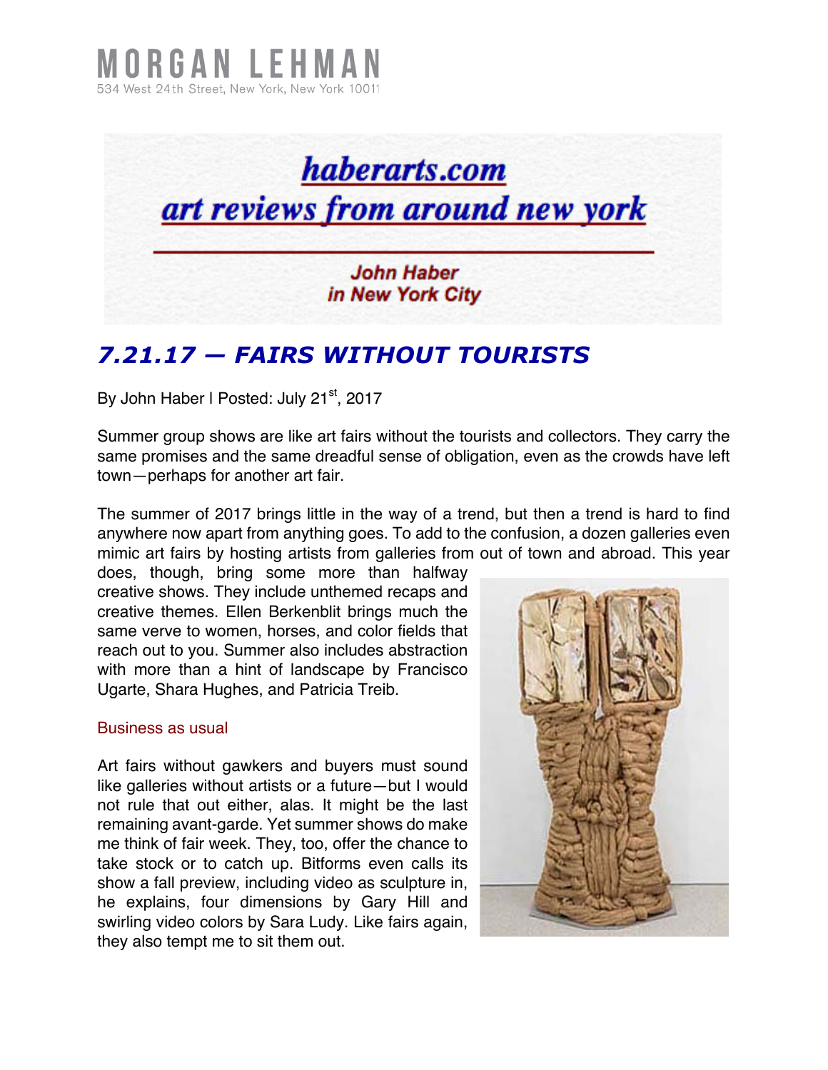# MORGAN LEHMAN

534 West 24th Street, New York, New York 10011

haberarts.com
art reviews from around new york

John Haber
in New York City

## 7.21.17 — FAIRS WITHOUT TOURISTS

By John Haber I Posted: July 21st, 2017

Summer group shows are like art fairs without the tourists and collectors. They carry the same promises and the same dreadful sense of obligation, even as the crowds have left town—perhaps for another art fair.

The summer of 2017 brings little in the way of a trend, but then a trend is hard to find anywhere now apart from anything goes. To add to the confusion, a dozen galleries even mimic art fairs by hosting artists from galleries from out of town and abroad. This year does, though, bring some more than halfway creative shows. They include unthemed recaps and creative themes. Ellen Berkenblit brings much the same verve to women, horses, and color fields that reach out to you. Summer also includes abstraction with more than a hint of landscape by Francisco Ugarte, Shara Hughes, and Patricia Treib.

### Business as usual

Art fairs without gawkers and buyers must sound like galleries without artists or a future—but I would not rule that out either, alas. It might be the last remaining avant-garde. Yet summer shows do make me think of fair week. They, too, offer the chance to take stock or to catch up. Bitforms even calls its show a fall preview, including video as sculpture in, he explains, four dimensions by Gary Hill and swirling video colors by Sara Ludy. Like fairs again, they also tempt me to sit them out.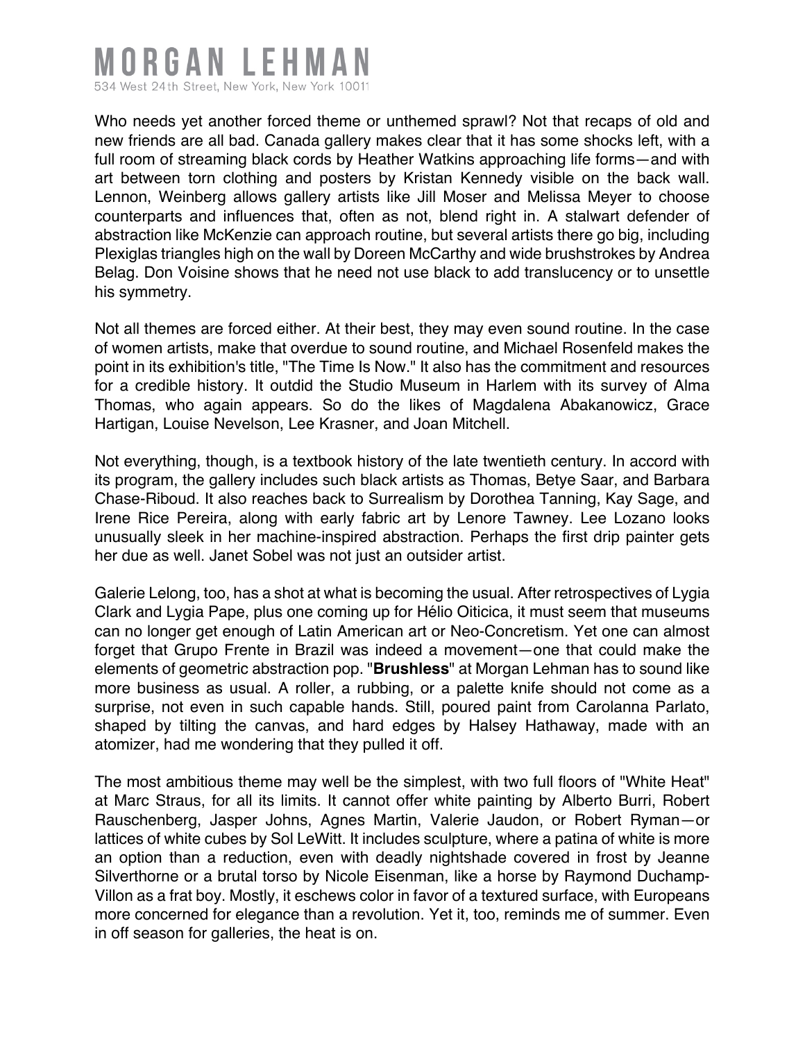Who needs yet another forced theme or unthemed sprawl? Not that recaps of old and new friends are all bad. Canada gallery makes clear that it has some shocks left, with a full room of streaming black cords by Heather Watkins approaching life forms—and with art between torn clothing and posters by Kristan Kennedy visible on the back wall. Lennon, Weinberg allows gallery artists like Jill Moser and Melissa Meyer to choose counterparts and influences that, often as not, blend right in. A stalwart defender of abstraction like McKenzie can approach routine, but several artists there go big, including Plexiglas triangles high on the wall by Doreen McCarthy and wide brushstrokes by Andrea Belag. Don Voisine shows that he need not use black to add translucency or to unsettle his symmetry.

Not all themes are forced either. At their best, they may even sound routine. In the case of women artists, make that overdue to sound routine, and Michael Rosenfeld makes the point in its exhibition's title, "The Time Is Now." It also has the commitment and resources for a credible history. It outdid the Studio Museum in Harlem with its survey of Alma Thomas, who again appears. So do the likes of Magdalena Abakanowicz, Grace Hartigan, Louise Nevelson, Lee Krasner, and Joan Mitchell.

Not everything, though, is a textbook history of the late twentieth century. In accord with its program, the gallery includes such black artists as Thomas, Betye Saar, and Barbara Chase-Riboud. It also reaches back to Surrealism by Dorothea Tanning, Kay Sage, and Irene Rice Pereira, along with early fabric art by Lenore Tawney. Lee Lozano looks unusually sleek in her machine-inspired abstraction. Perhaps the first drip painter gets her due as well. Janet Sobel was not just an outsider artist.

Galerie Lelong, too, has a shot at what is becoming the usual. After retrospectives of Lygia Clark and Lygia Pape, plus one coming up for Hélio Oiticica, it must seem that museums can no longer get enough of Latin American art or Neo-Concretism. Yet one can almost forget that Grupo Frente in Brazil was indeed a movement—one that could make the elements of geometric abstraction pop. "**Brushless**" at Morgan Lehman has to sound like more business as usual. A roller, a rubbing, or a palette knife should not come as a surprise, not even in such capable hands. Still, poured paint from Carolanna Parlato, shaped by tilting the canvas, and hard edges by Halsey Hathaway, made with an atomizer, had me wondering that they pulled it off.

The most ambitious theme may well be the simplest, with two full floors of "White Heat" at Marc Straus, for all its limits. It cannot offer white painting by Alberto Burri, Robert Rauschenberg, Jasper Johns, Agnes Martin, Valerie Jaudon, or Robert Ryman—or lattices of white cubes by Sol LeWitt. It includes sculpture, where a patina of white is more an option than a reduction, even with deadly nightshade covered in frost by Jeanne Silverthorne or a brutal torso by Nicole Eisenman, like a horse by Raymond Duchamp-Villon as a frat boy. Mostly, it eschews color in favor of a textured surface, with Europeans more concerned for elegance than a revolution. Yet it, too, reminds me of summer. Even in off season for galleries, the heat is on.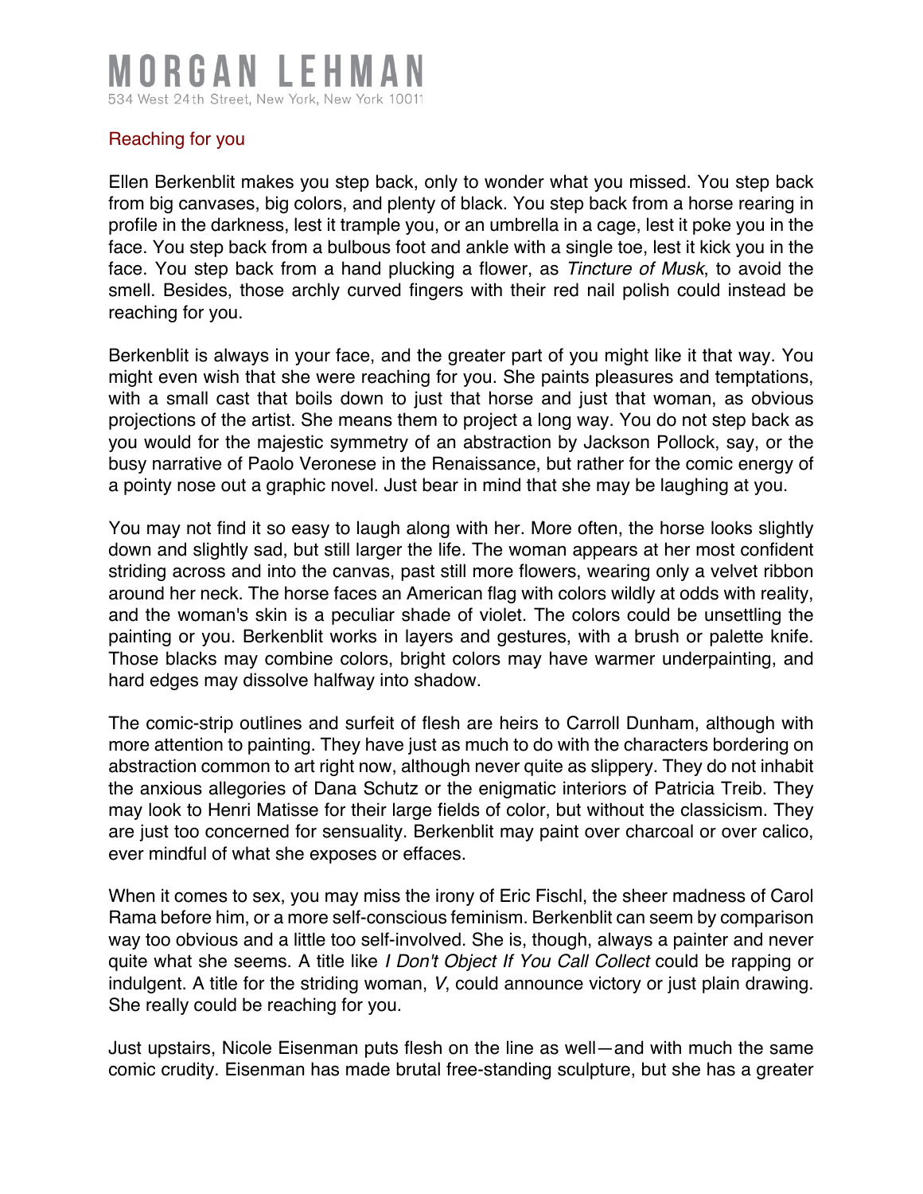## Reaching for you

Ellen Berkenblit makes you step back, only to wonder what you missed. You step back from big canvases, big colors, and plenty of black. You step back from a horse rearing in profile in the darkness, lest it trample you, or an umbrella in a cage, lest it poke you in the face. You step back from a bulbous foot and ankle with a single toe, lest it kick you in the face. You step back from a hand plucking a flower, as *Tincture of Musk*, to avoid the smell. Besides, those archly curved fingers with their red nail polish could instead be reaching for you.

Berkenblit is always in your face, and the greater part of you might like it that way. You might even wish that she were reaching for you. She paints pleasures and temptations, with a small cast that boils down to just that horse and just that woman, as obvious projections of the artist. She means them to project a long way. You do not step back as you would for the majestic symmetry of an abstraction by Jackson Pollock, say, or the busy narrative of Paolo Veronese in the Renaissance, but rather for the comic energy of a pointy nose out a graphic novel. Just bear in mind that she may be laughing at you.

You may not find it so easy to laugh along with her. More often, the horse looks slightly down and slightly sad, but still larger the life. The woman appears at her most confident striding across and into the canvas, past still more flowers, wearing only a velvet ribbon around her neck. The horse faces an American flag with colors wildly at odds with reality, and the woman's skin is a peculiar shade of violet. The colors could be unsettling the painting or you. Berkenblit works in layers and gestures, with a brush or palette knife. Those blacks may combine colors, bright colors may have warmer underpainting, and hard edges may dissolve halfway into shadow.

The comic-strip outlines and surfeit of flesh are heirs to Carroll Dunham, although with more attention to painting. They have just as much to do with the characters bordering on abstraction common to art right now, although never quite as slippery. They do not inhabit the anxious allegories of Dana Schutz or the enigmatic interiors of Patricia Treib. They may look to Henri Matisse for their large fields of color, but without the classicism. They are just too concerned for sensuality. Berkenblit may paint over charcoal or over calico, ever mindful of what she exposes or effaces.

When it comes to sex, you may miss the irony of Eric Fischl, the sheer madness of Carol Rama before him, or a more self-conscious feminism. Berkenblit can seem by comparison way too obvious and a little too self-involved. She is, though, always a painter and never quite what she seems. A title like *I Don't Object If You Call Collect* could be rapping or indulgent. A title for the striding woman, *V*, could announce victory or just plain drawing. She really could be reaching for you.

Just upstairs, Nicole Eisenman puts flesh on the line as well—and with much the same comic crudity. Eisenman has made brutal free-standing sculpture, but she has a greater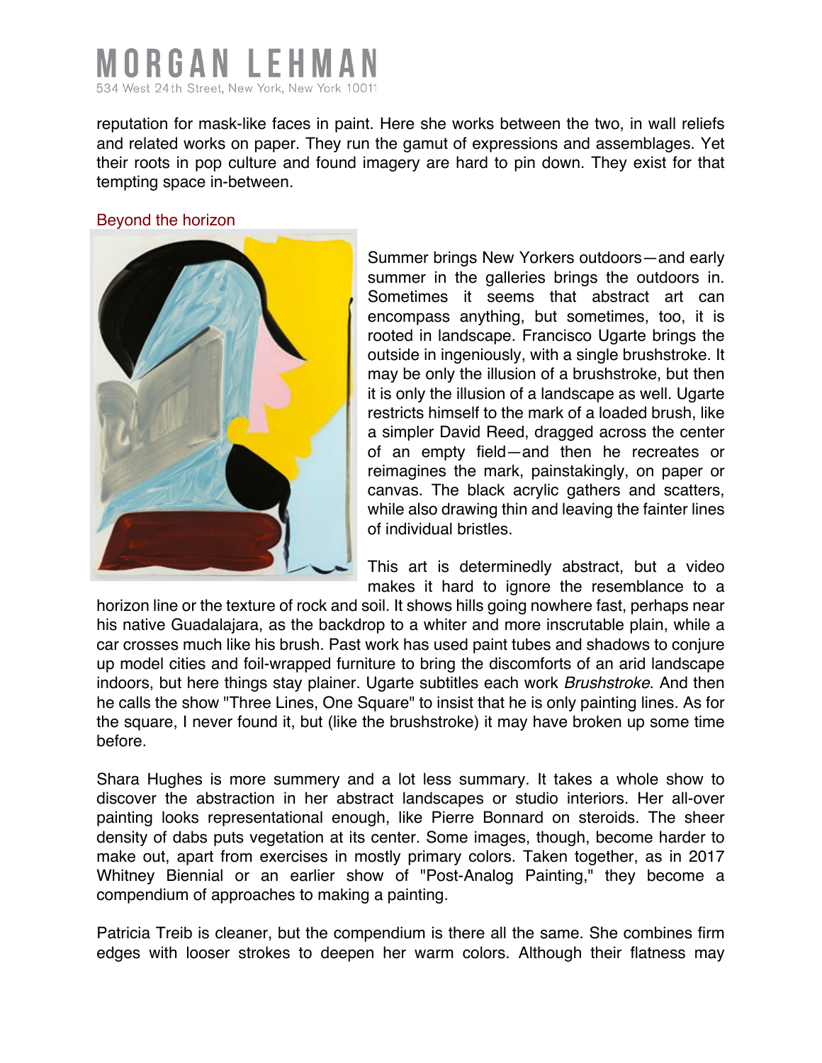reputation for mask-like faces in paint. Here she works between the two, in wall reliefs and related works on paper. They run the gamut of expressions and assemblages. Yet their roots in pop culture and found imagery are hard to pin down. They exist for that tempting space in-between.

## Beyond the horizon

Summer brings New Yorkers outdoors—and early summer in the galleries brings the outdoors in. Sometimes it seems that abstract art can encompass anything, but sometimes, too, it is rooted in landscape. Francisco Ugarte brings the outside in ingeniously, with a single brushstroke. It may be only the illusion of a brushstroke, but then it is only the illusion of a landscape as well. Ugarte restricts himself to the mark of a loaded brush, like a simpler David Reed, dragged across the center of an empty field—and then he recreates or reimagines the mark, painstakingly, on paper or canvas. The black acrylic gathers and scatters, while also drawing thin and leaving the fainter lines of individual bristles.

This art is determinedly abstract, but a video makes it hard to ignore the resemblance to a horizon line or the texture of rock and soil. It shows hills going nowhere fast, perhaps near his native Guadalajara, as the backdrop to a whiter and more inscrutable plain, while a car crosses much like his brush. Past work has used paint tubes and shadows to conjure up model cities and foil-wrapped furniture to bring the discomforts of an arid landscape indoors, but here things stay plainer. Ugarte subtitles each work *Brushstroke*. And then he calls the show "Three Lines, One Square" to insist that he is only painting lines. As for the square, I never found it, but (like the brushstroke) it may have broken up some time before.

Shara Hughes is more summery and a lot less summary. It takes a whole show to discover the abstraction in her abstract landscapes or studio interiors. Her all-over painting looks representational enough, like Pierre Bonnard on steroids. The sheer density of dabs puts vegetation at its center. Some images, though, become harder to make out, apart from exercises in mostly primary colors. Taken together, as in 2017 Whitney Biennial or an earlier show of "Post-Analog Painting," they become a compendium of approaches to making a painting.

Patricia Treib is cleaner, but the compendium is there all the same. She combines firm edges with looser strokes to deepen her warm colors. Although their flatness may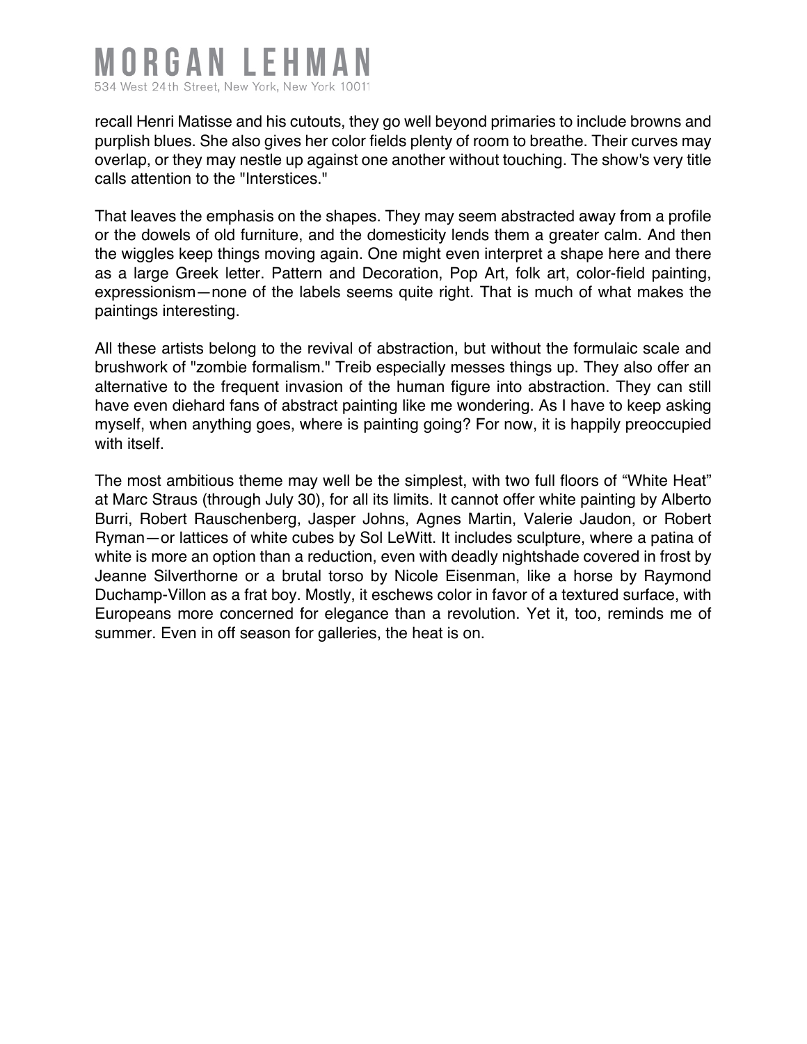recall Henri Matisse and his cutouts, they go well beyond primaries to include browns and purplish blues. She also gives her color fields plenty of room to breathe. Their curves may overlap, or they may nestle up against one another without touching. The show's very title calls attention to the "Interstices."

That leaves the emphasis on the shapes. They may seem abstracted away from a profile or the dowels of old furniture, and the domesticity lends them a greater calm. And then the wiggles keep things moving again. One might even interpret a shape here and there as a large Greek letter. Pattern and Decoration, Pop Art, folk art, color-field painting, expressionism—none of the labels seems quite right. That is much of what makes the paintings interesting.

All these artists belong to the revival of abstraction, but without the formulaic scale and brushwork of "zombie formalism." Treib especially messes things up. They also offer an alternative to the frequent invasion of the human figure into abstraction. They can still have even diehard fans of abstract painting like me wondering. As I have to keep asking myself, when anything goes, where is painting going? For now, it is happily preoccupied with itself.

The most ambitious theme may well be the simplest, with two full floors of “White Heat” at Marc Straus (through July 30), for all its limits. It cannot offer white painting by Alberto Burri, Robert Rauschenberg, Jasper Johns, Agnes Martin, Valerie Jaudon, or Robert Ryman—or lattices of white cubes by Sol LeWitt. It includes sculpture, where a patina of white is more an option than a reduction, even with deadly nightshade covered in frost by Jeanne Silverthorne or a brutal torso by Nicole Eisenman, like a horse by Raymond Duchamp-Villon as a frat boy. Mostly, it eschews color in favor of a textured surface, with Europeans more concerned for elegance than a revolution. Yet it, too, reminds me of summer. Even in off season for galleries, the heat is on.